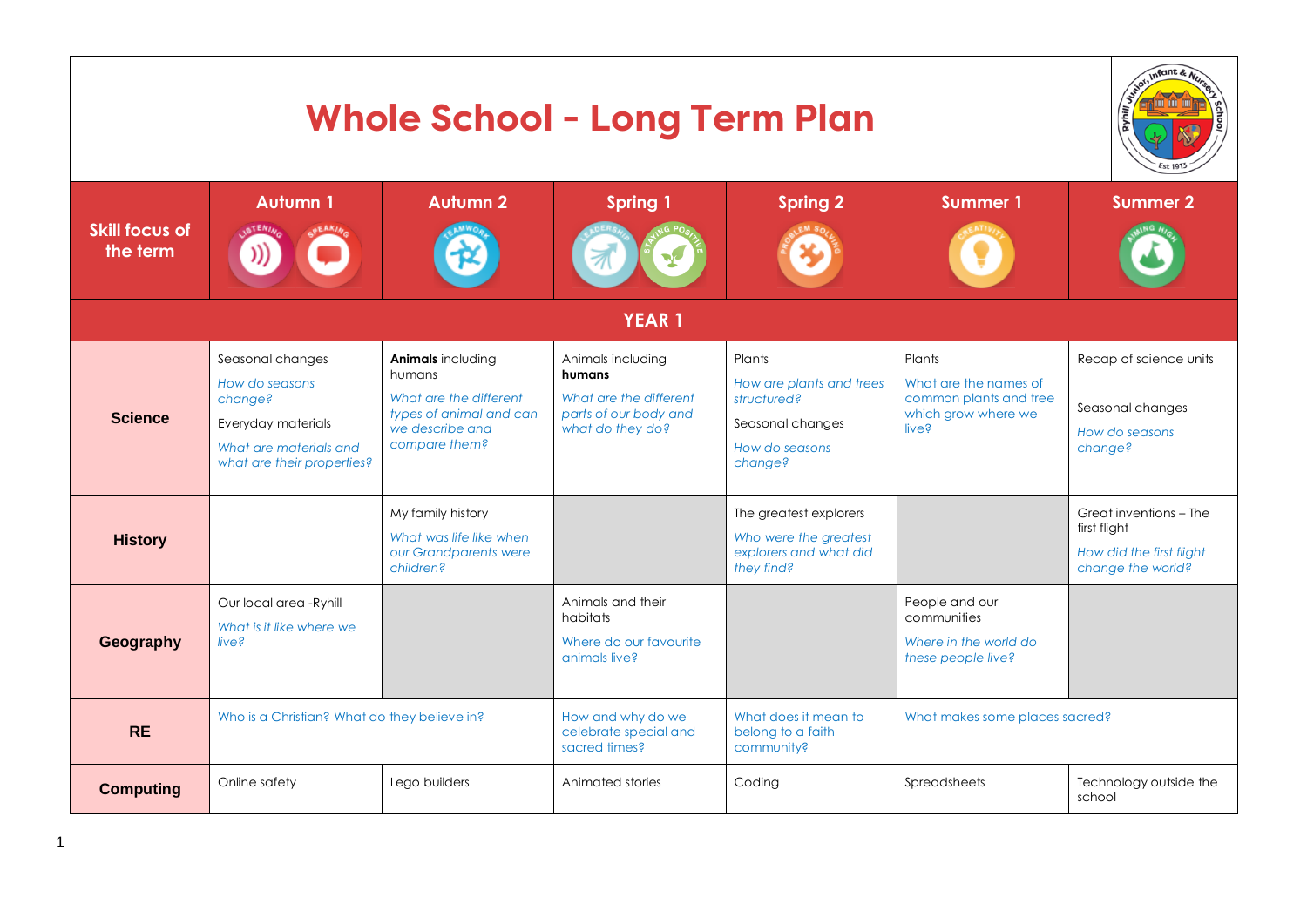# Whole School - Long Term Plan

| Skill focus of the term | Autumn 1 | Autumn 2 | Spring 1 | Spring 2 | Summer 1 | Summer 2 |
|---|---|---|---|---|---|---|
| | Listening, Speaking | Teamwork | Leadership, Staying Positive | Problem Solving | Creativity | Aiming High |
| **YEAR 1** | | | | | | |
| **Science** | Seasonal changes<br>*How do seasons change?*<br>Everyday materials<br>*What are materials and what are their properties?* | **Animals** including humans<br>*What are the different types of animal and can we describe and compare them?* | Animals including **humans**<br>*What are the different parts of our body and what do they do?* | Plants<br>*How are plants and trees structured?*<br>Seasonal changes<br>*How do seasons change?* | Plants<br>What are the names of common plants and tree which grow where we live? | Recap of science units<br><br>Seasonal changes<br>*How do seasons change?* |
| **History** | | My family history<br>*What was life like when our Grandparents were children?* | | The greatest explorers<br>*Who were the greatest explorers and what did they find?* | | Great inventions – The first flight<br>*How did the first flight change the world?* |
| **Geography** | Our local area -Ryhill<br>*What is it like where we live?* | | Animals and their habitats<br>Where do our favourite animals live? | | People and our communities<br>*Where in the world do these people live?* | |
| **RE** | Who is a Christian? What do they believe in? | | How and why do we celebrate special and sacred times? | What does it mean to belong to a faith community? | What makes some places sacred? | |
| **Computing** | Online safety | Lego builders | Animated stories | Coding | Spreadsheets | Technology outside the school |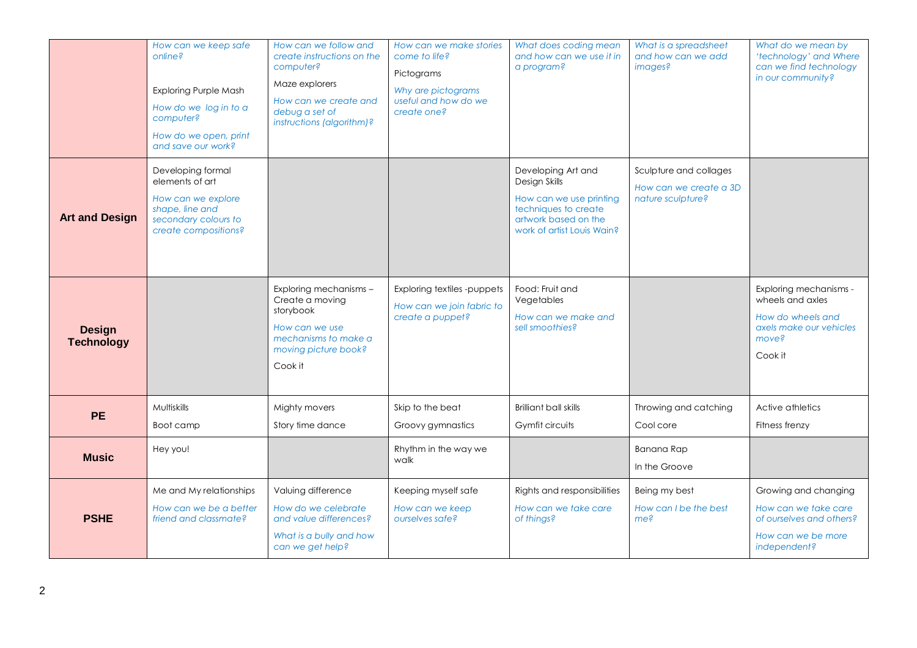| | | | | | | |
|---|---|---|---|---|---|---|
| | *How can we keep safe online?*<br><br>Exploring Purple Mash<br>*How do we log in to a computer?*<br>*How do we open, print and save our work?* | *How can we follow and create instructions on the computer?*<br>Maze explorers<br>*How can we create and debug a set of instructions (algorithm)?* | *How can we make stories come to life?*<br>Pictograms<br>*Why are pictograms useful and how do we create one?* | *What does coding mean and how can we use it in a program?* | *What is a spreadsheet and how can we add images?* | *What do we mean by 'technology' and Where can we find technology in our community?* |
| **Art and Design** | Developing formal elements of art<br>*How can we explore shape, line and secondary colours to create compositions?* | | | Developing Art and Design Skills<br>*How can we use printing techniques to create artwork based on the work of artist Louis Wain?* | Sculpture and collages<br>*How can we create a 3D nature sculpture?* | |
| **Design Technology** | | Exploring mechanisms – Create a moving storybook<br>*How can we use mechanisms to make a moving picture book?*<br>Cook it | Exploring textiles -puppets<br>*How can we join fabric to create a puppet?* | Food: Fruit and Vegetables<br>*How can we make and sell smoothies?* | | Exploring mechanisms - wheels and axles<br>*How do wheels and axels make our vehicles move?*<br>Cook it |
| **PE** | Multiskills<br>Boot camp | Mighty movers<br>Story time dance | Skip to the beat<br>Groovy gymnastics | Brilliant ball skills<br>Gymfit circuits | Throwing and catching<br>Cool core | Active athletics<br>Fitness frenzy |
| **Music** | Hey you! | | Rhythm in the way we walk | | Banana Rap<br>In the Groove | |
| **PSHE** | Me and My relationships<br>*How can we be a better friend and classmate?* | Valuing difference<br>*How do we celebrate and value differences?*<br>*What is a bully and how can we get help?* | Keeping myself safe<br>*How can we keep ourselves safe?* | Rights and responsibilities<br>*How can we take care of things?* | Being my best<br>*How can I be the best me?* | Growing and changing<br>*How can we take care of ourselves and others?*<br>*How can we be more independent?* |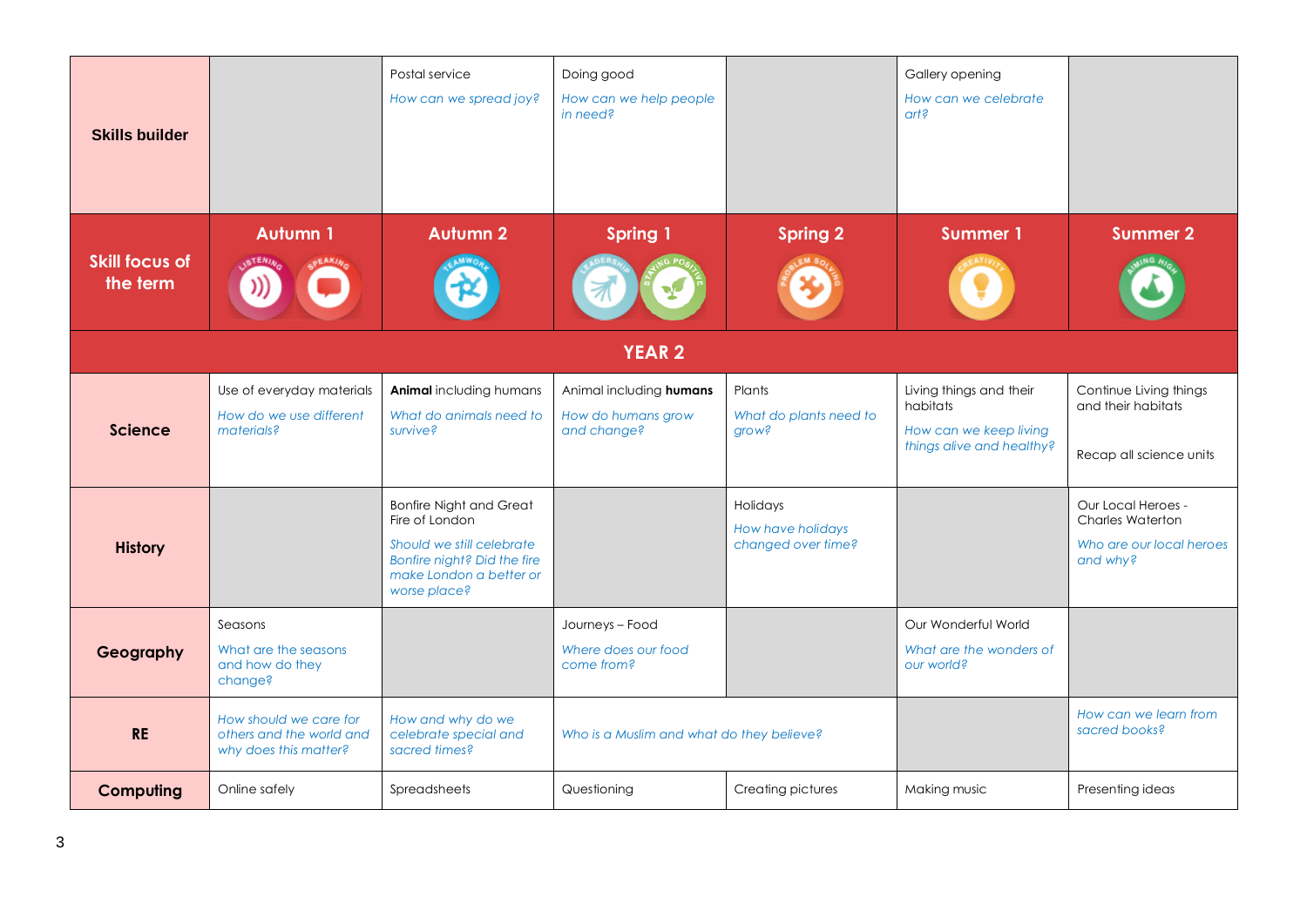| Skills builder | | Postal service<br>*How can we spread joy?* | Doing good<br>*How can we help people in need?* | | Gallery opening<br>*How can we celebrate art?* | |
|---|---|---|---|---|---|---|
| **Skill focus of the term** | **Autumn 1**<br>Listening, Speaking | **Autumn 2**<br>Teamwork | **Spring 1**<br>Leadership, Staying Positive | **Spring 2**<br>Problem Solving | **Summer 1**<br>Creativity | **Summer 2**<br>Aiming High |
| **YEAR 2** | | | | | | |
| **Science** | Use of everyday materials<br>*How do we use different materials?* | **Animal** including humans<br>*What do animals need to survive?* | Animal including **humans**<br>*How do humans grow and change?* | Plants<br>*What do plants need to grow?* | Living things and their habitats<br>*How can we keep living things alive and healthy?* | Continue Living things and their habitats<br><br>Recap all science units |
| **History** | | Bonfire Night and Great Fire of London<br>*Should we still celebrate Bonfire night? Did the fire make London a better or worse place?* | | Holidays<br>*How have holidays changed over time?* | | Our Local Heroes - Charles Waterton<br>*Who are our local heroes and why?* |
| **Geography** | Seasons<br>*What are the seasons and how do they change?* | | Journeys – Food<br>*Where does our food come from?* | | Our Wonderful World<br>*What are the wonders of our world?* | |
| **RE** | *How should we care for others and the world and why does this matter?* | *How and why do we celebrate special and sacred times?* | *Who is a Muslim and what do they believe?* | | | *How can we learn from sacred books?* |
| **Computing** | Online safely | Spreadsheets | Questioning | Creating pictures | Making music | Presenting ideas |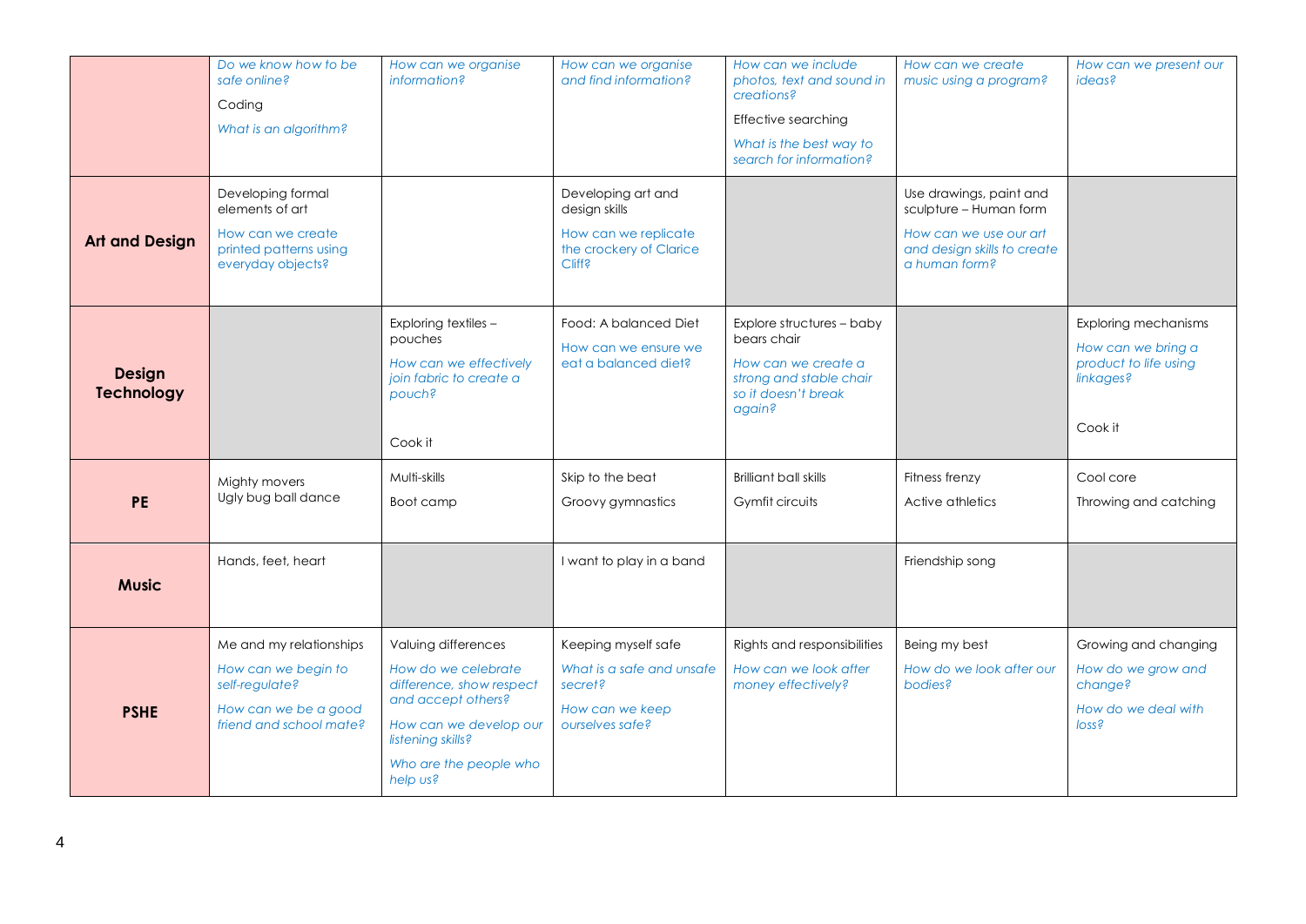| | | | | | | |
|---|---|---|---|---|---|---|
| | *Do we know how to be safe online?*<br>Coding<br>*What is an algorithm?* | *How can we organise information?* | *How can we organise and find information?* | *How can we include photos, text and sound in creations?*<br>Effective searching<br>*What is the best way to search for information?* | *How can we create music using a program?* | *How can we present our ideas?* |
| **Art and Design** | Developing formal elements of art<br>*How can we create printed patterns using everyday objects?* | | Developing art and design skills<br>*How can we replicate the crockery of Clarice Cliff?* | | Use drawings, paint and sculpture – Human form<br>*How can we use our art and design skills to create a human form?* | |
| **Design Technology** | | Exploring textiles – pouches<br>*How can we effectively join fabric to create a pouch?*<br>Cook it | Food: A balanced Diet<br>*How can we ensure we eat a balanced diet?* | Explore structures – baby bears chair<br>*How can we create a strong and stable chair so it doesn't break again?* | | Exploring mechanisms<br>*How can we bring a product to life using linkages?*<br>Cook it |
| **PE** | Mighty movers<br>Ugly bug ball dance | Multi-skills<br>Boot camp | Skip to the beat<br>Groovy gymnastics | Brilliant ball skills<br>Gymfit circuits | Fitness frenzy<br>Active athletics | Cool core<br>Throwing and catching |
| **Music** | Hands, feet, heart | | I want to play in a band | | Friendship song | |
| **PSHE** | Me and my relationships<br>*How can we begin to self-regulate?*<br>*How can we be a good friend and school mate?* | Valuing differences<br>*How do we celebrate difference, show respect and accept others?*<br>*How can we develop our listening skills?*<br>*Who are the people who help us?* | Keeping myself safe<br>*What is a safe and unsafe secret?*<br>*How can we keep ourselves safe?* | Rights and responsibilities<br>*How can we look after money effectively?* | Being my best<br>*How do we look after our bodies?* | Growing and changing<br>*How do we grow and change?*<br>*How do we deal with loss?* |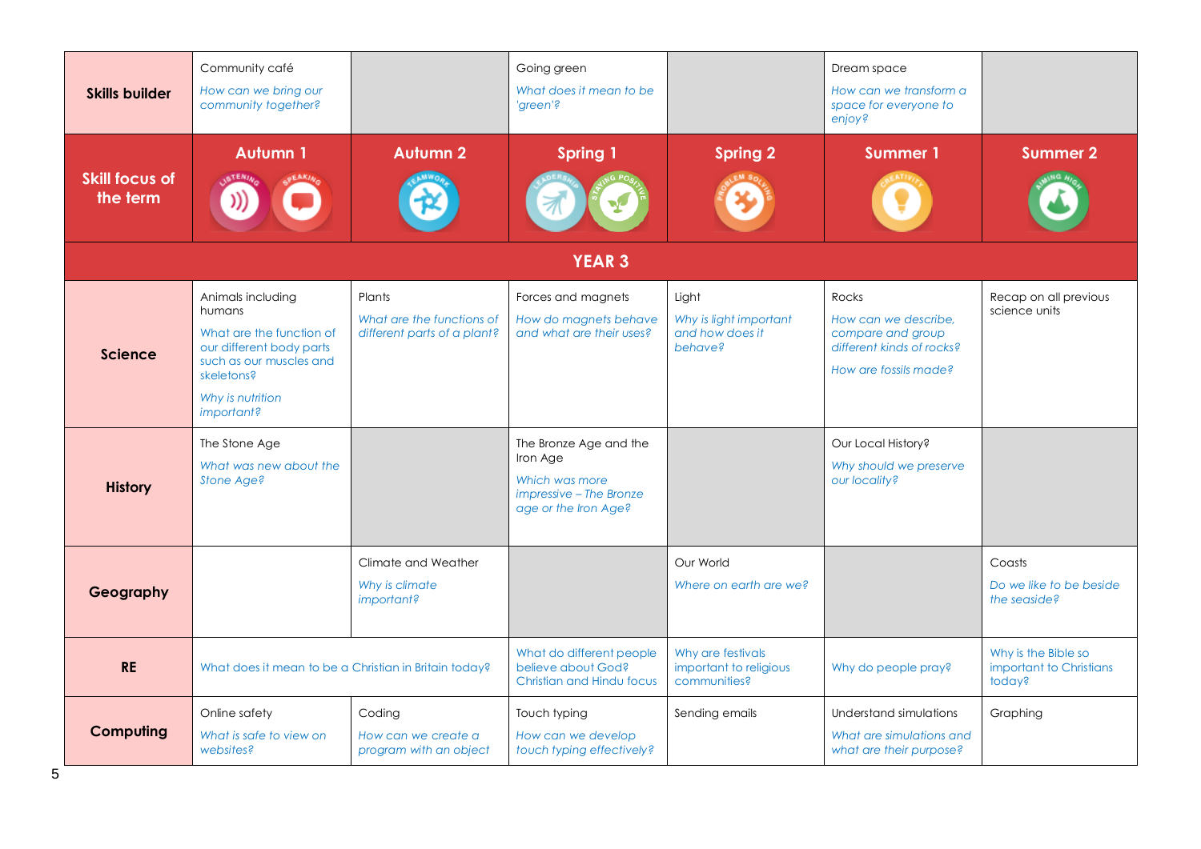| | Autumn 1 | Autumn 2 | Spring 1 | Spring 2 | Summer 1 | Summer 2 |
|---|---|---|---|---|---|---|
| **Skills builder** | Community café<br>*How can we bring our community together?* | | Going green<br>*What does it mean to be 'green'?* | | Dream space<br>*How can we transform a space for everyone to enjoy?* | |
| **Skill focus of the term** | Listening, Speaking | Teamwork | Leadership, Staying Positive | Problem Solving | Creativity | Aiming High |
| **YEAR 3** | | | | | | |
| **Science** | Animals including humans<br>*What are the function of our different body parts such as our muscles and skeletons?*<br>*Why is nutrition important?* | Plants<br>*What are the functions of different parts of a plant?* | Forces and magnets<br>*How do magnets behave and what are their uses?* | Light<br>*Why is light important and how does it behave?* | Rocks<br>*How can we describe, compare and group different kinds of rocks?*<br>*How are fossils made?* | Recap on all previous science units |
| **History** | The Stone Age<br>*What was new about the Stone Age?* | | The Bronze Age and the Iron Age<br>*Which was more impressive – The Bronze age or the Iron Age?* | | Our Local History?<br>*Why should we preserve our locality?* | |
| **Geography** | | Climate and Weather<br>*Why is climate important?* | | Our World<br>*Where on earth are we?* | | Coasts<br>*Do we like to be beside the seaside?* |
| **RE** | What does it mean to be a Christian in Britain today? | | What do different people believe about God? Christian and Hindu focus | Why are festivals important to religious communities? | Why do people pray? | Why is the Bible so important to Christians today? |
| **Computing** | Online safety<br>*What is safe to view on websites?* | Coding<br>*How can we create a program with an object* | Touch typing<br>*How can we develop touch typing effectively?* | Sending emails | Understand simulations<br>*What are simulations and what are their purpose?* | Graphing |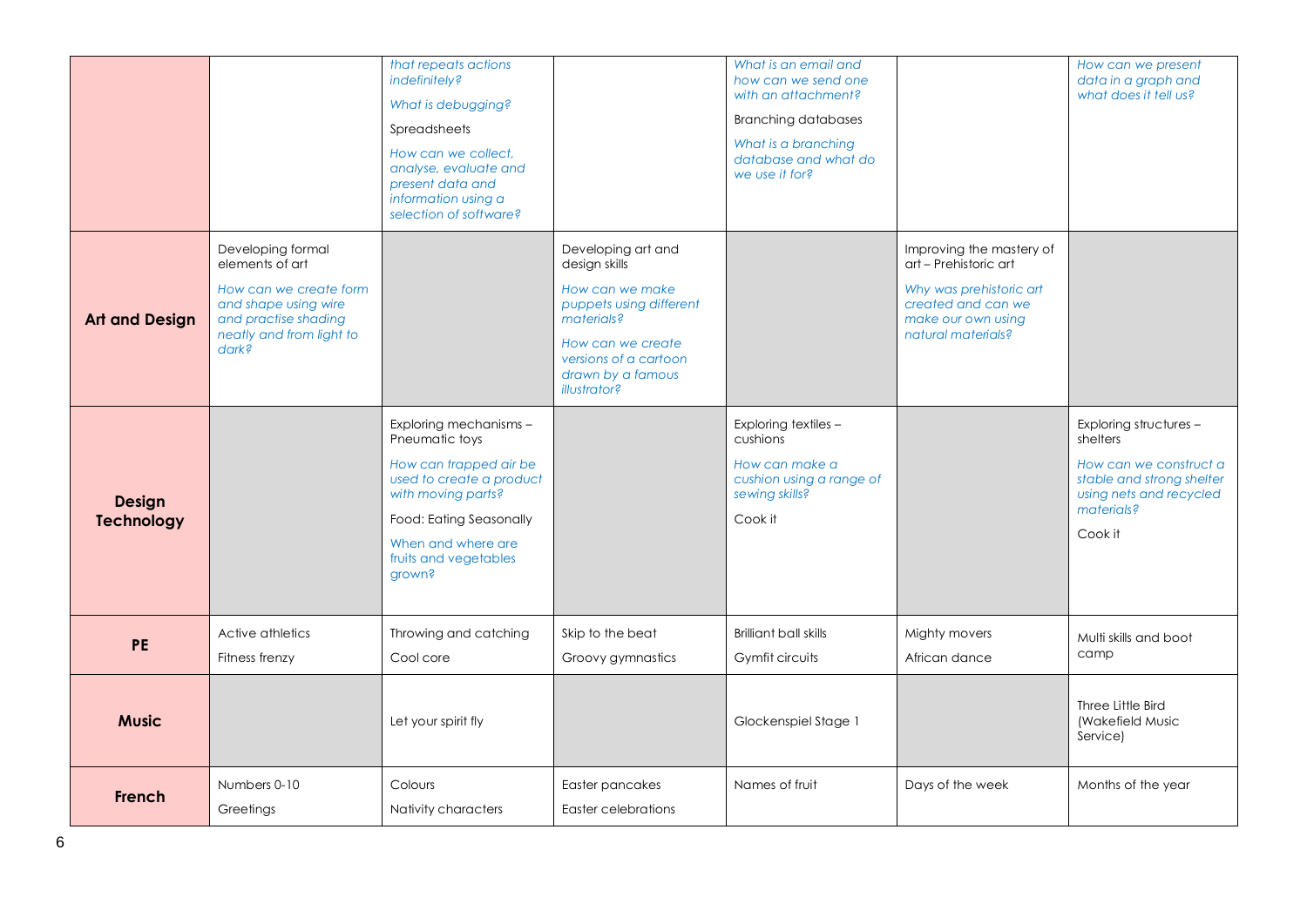| | | | | | | |
|---|---|---|---|---|---|---|
| | | *that repeats actions indefinitely?*<br>*What is debugging?*<br>Spreadsheets<br>*How can we collect, analyse, evaluate and present data and information using a selection of software?* | | *What is an email and how can we send one with an attachment?*<br>Branching databases<br>*What is a branching database and what do we use it for?* | | *How can we present data in a graph and what does it tell us?* |
| **Art and Design** | Developing formal elements of art<br>*How can we create form and shape using wire and practise shading neatly and from light to dark?* | | Developing art and design skills<br>*How can we make puppets using different materials?*<br>*How can we create versions of a cartoon drawn by a famous illustrator?* | | Improving the mastery of art – Prehistoric art<br>*Why was prehistoric art created and can we make our own using natural materials?* | |
| **Design Technology** | | Exploring mechanisms – Pneumatic toys<br>*How can trapped air be used to create a product with moving parts?*<br>Food: Eating Seasonally<br>When and where are fruits and vegetables grown? | | Exploring textiles – cushions<br>*How can make a cushion using a range of sewing skills?*<br>Cook it | | Exploring structures – shelters<br>*How can we construct a stable and strong shelter using nets and recycled materials?*<br>Cook it |
| **PE** | Active athletics<br>Fitness frenzy | Throwing and catching<br>Cool core | Skip to the beat<br>Groovy gymnastics | Brilliant ball skills<br>Gymfit circuits | Mighty movers<br>African dance | Multi skills and boot camp |
| **Music** | | Let your spirit fly | | Glockenspiel Stage 1 | | Three Little Bird (Wakefield Music Service) |
| **French** | Numbers 0-10<br>Greetings | Colours<br>Nativity characters | Easter pancakes<br>Easter celebrations | Names of fruit | Days of the week | Months of the year |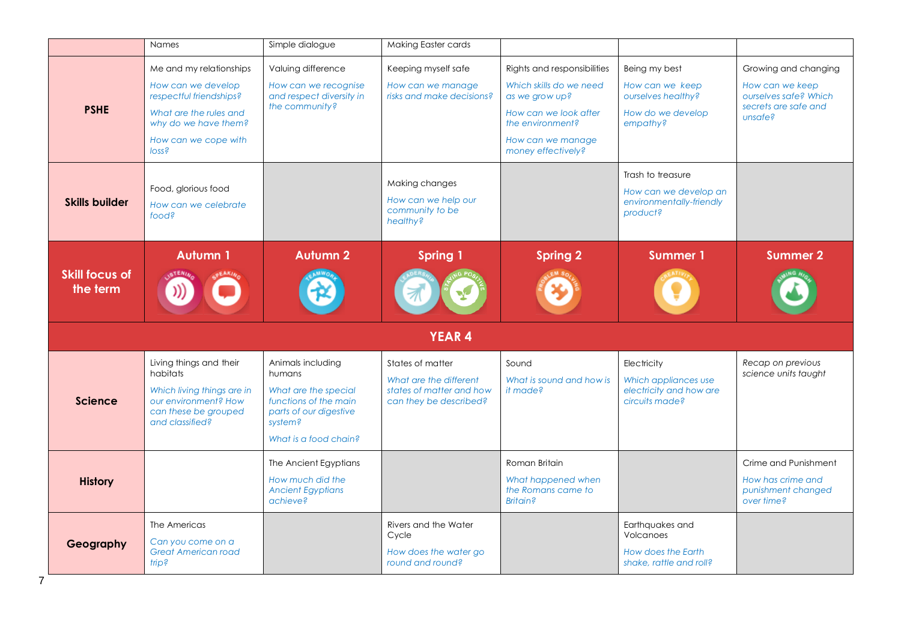| | Autumn 1 | Autumn 2 | Spring 1 | Spring 2 | Summer 1 | Summer 2 |
|---|---|---|---|---|---|---|
| | Names | Simple dialogue | Making Easter cards | | | |
| **PSHE** | Me and my relationships<br>*How can we develop respectful friendships?*<br>*What are the rules and why do we have them?*<br>*How can we cope with loss?* | Valuing difference<br>*How can we recognise and respect diversity in the community?* | Keeping myself safe<br>*How can we manage risks and make decisions?* | Rights and responsibilities<br>*Which skills do we need as we grow up?*<br>*How can we look after the environment?*<br>*How can we manage money effectively?* | Being my best<br>*How can we keep ourselves healthy?*<br>*How do we develop empathy?* | Growing and changing<br>*How can we keep ourselves safe? Which secrets are safe and unsafe?* |
| **Skills builder** | Food, glorious food<br>*How can we celebrate food?* | | Making changes<br>*How can we help our community to be healthy?* | | Trash to treasure<br>*How can we develop an environmentally-friendly product?* | |
| **Skill focus of the term** | **Autumn 1**<br>Listening, Speaking | **Autumn 2**<br>Teamwork | **Spring 1**<br>Leadership, Staying Positive | **Spring 2**<br>Problem Solving | **Summer 1**<br>Creativity | **Summer 2**<br>Aiming High |
| **YEAR 4** | | | | | | |
| **Science** | Living things and their habitats<br>*Which living things are in our environment? How can these be grouped and classified?* | Animals including humans<br>*What are the special functions of the main parts of our digestive system?*<br>*What is a food chain?* | States of matter<br>*What are the different states of matter and how can they be described?* | Sound<br>*What is sound and how is it made?* | Electricity<br>*Which appliances use electricity and how are circuits made?* | *Recap on previous science units taught* |
| **History** | | The Ancient Egyptians<br>*How much did the Ancient Egyptians achieve?* | | Roman Britain<br>*What happened when the Romans came to Britain?* | | Crime and Punishment<br>*How has crime and punishment changed over time?* |
| **Geography** | The Americas<br>*Can you come on a Great American road trip?* | | Rivers and the Water Cycle<br>*How does the water go round and round?* | | Earthquakes and Volcanoes<br>*How does the Earth shake, rattle and roll?* | |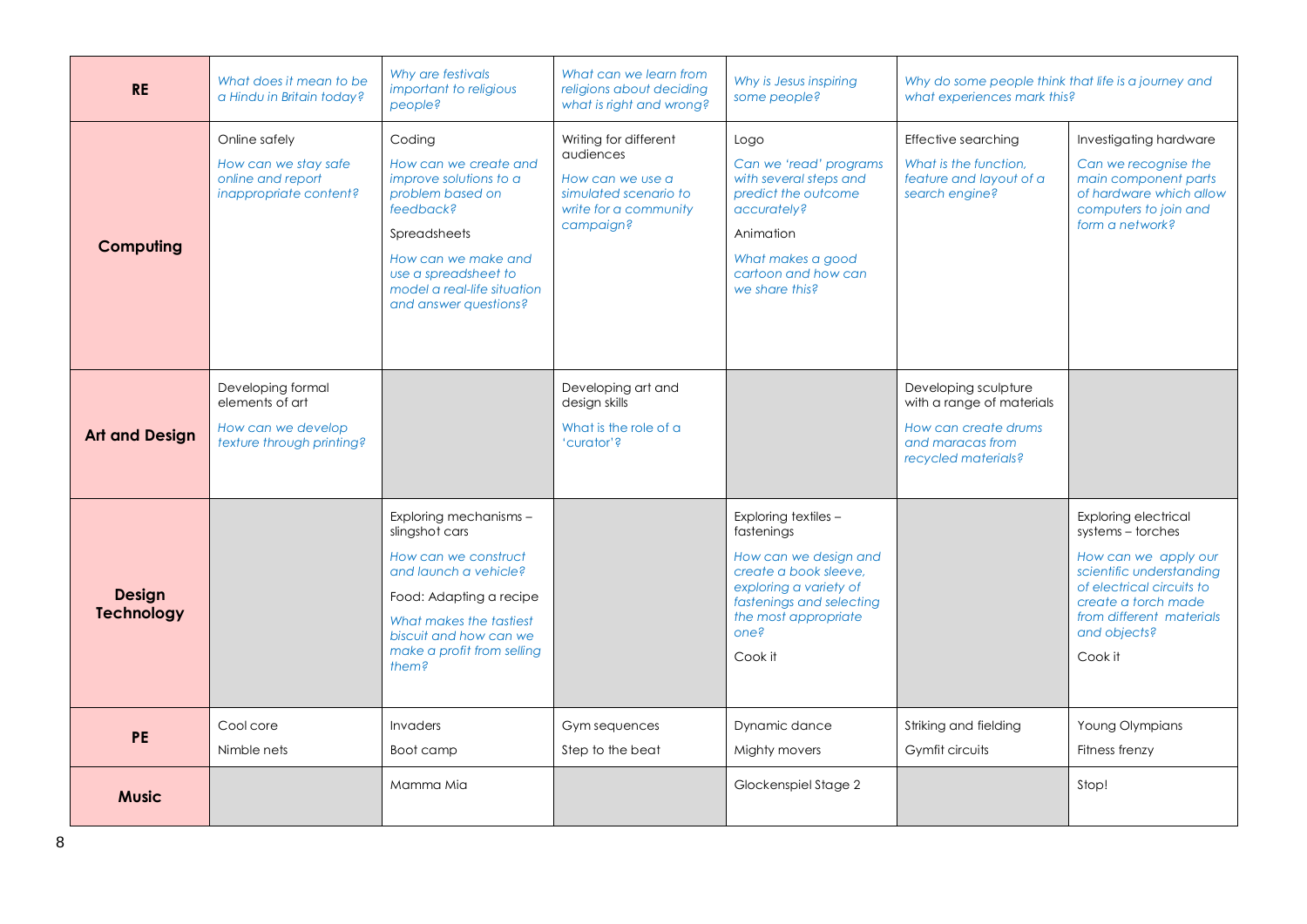| | | | | | | |
|---|---|---|---|---|---|---|
| **RE** | *What does it mean to be a Hindu in Britain today?* | *Why are festivals important to religious people?* | *What can we learn from religions about deciding what is right and wrong?* | *Why is Jesus inspiring some people?* | *Why do some people think that life is a journey and what experiences mark this?* | |
| **Computing** | Online safely<br>*How can we stay safe online and report inappropriate content?* | Coding<br>*How can we create and improve solutions to a problem based on feedback?*<br>Spreadsheets<br>*How can we make and use a spreadsheet to model a real-life situation and answer questions?* | Writing for different audiences<br>*How can we use a simulated scenario to write for a community campaign?* | Logo<br>*Can we 'read' programs with several steps and predict the outcome accurately?*<br>Animation<br>*What makes a good cartoon and how can we share this?* | Effective searching<br>*What is the function, feature and layout of a search engine?* | Investigating hardware<br>*Can we recognise the main component parts of hardware which allow computers to join and form a network?* |
| **Art and Design** | Developing formal elements of art<br>*How can we develop texture through printing?* | | Developing art and design skills<br>What is the role of a 'curator'? | | Developing sculpture with a range of materials<br>*How can create drums and maracas from recycled materials?* | |
| **Design Technology** | | Exploring mechanisms – slingshot cars<br>*How can we construct and launch a vehicle?*<br>Food: Adapting a recipe<br>*What makes the tastiest biscuit and how can we make a profit from selling them?* | | Exploring textiles – fastenings<br>*How can we design and create a book sleeve, exploring a variety of fastenings and selecting the most appropriate one?*<br>Cook it | | Exploring electrical systems – torches<br>*How can we apply our scientific understanding of electrical circuits to create a torch made from different materials and objects?*<br>Cook it |
| **PE** | Cool core<br>Nimble nets | Invaders<br>Boot camp | Gym sequences<br>Step to the beat | Dynamic dance<br>Mighty movers | Striking and fielding<br>Gymfit circuits | Young Olympians<br>Fitness frenzy |
| **Music** | | Mamma Mia | | Glockenspiel Stage 2 | | Stop! |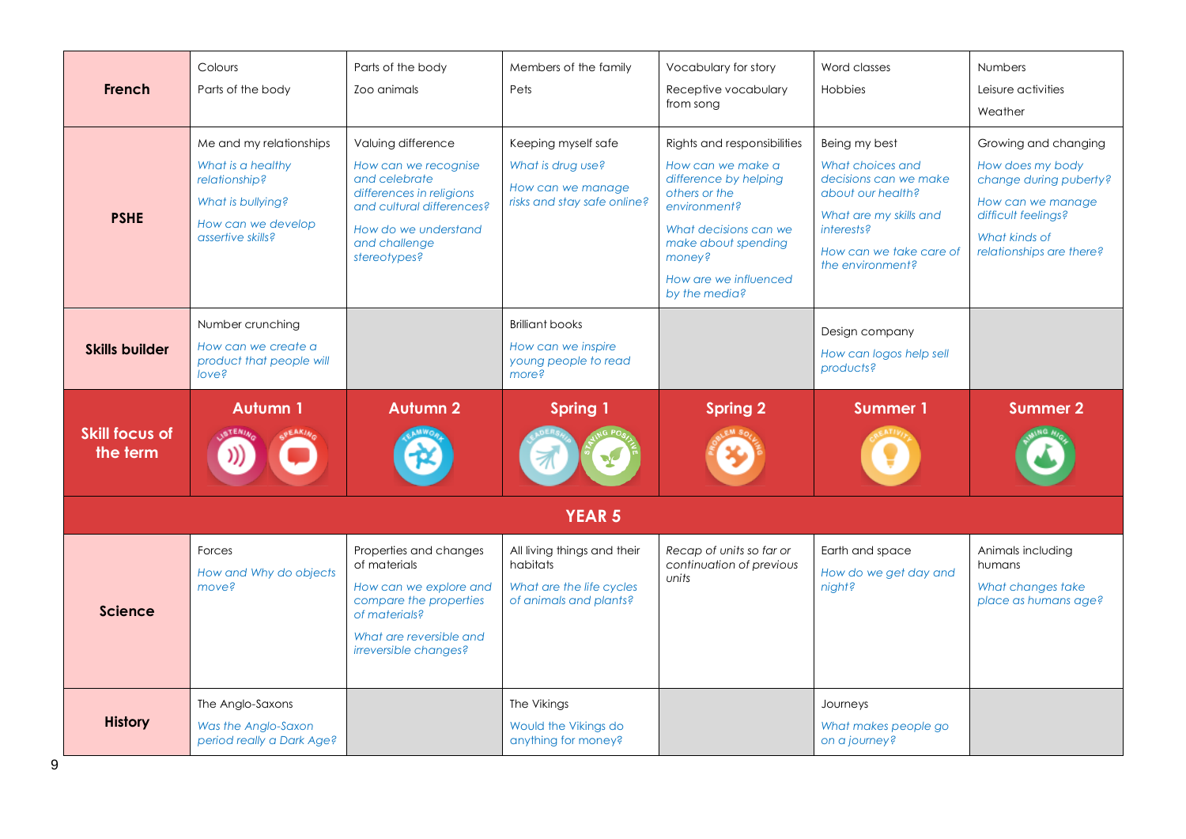| French | Colours<br>Parts of the body | Parts of the body<br>Zoo animals | Members of the family<br>Pets | Vocabulary for story<br>Receptive vocabulary from song | Word classes<br>Hobbies | Numbers<br>Leisure activities<br>Weather |
|---|---|---|---|---|---|---|
| **PSHE** | Me and my relationships<br>*What is a healthy relationship?*<br>*What is bullying?*<br>*How can we develop assertive skills?* | Valuing difference<br>*How can we recognise and celebrate differences in religions and cultural differences?*<br>*How do we understand and challenge stereotypes?* | Keeping myself safe<br>*What is drug use?*<br>*How can we manage risks and stay safe online?* | Rights and responsibilities<br>*How can we make a difference by helping others or the environment?*<br>*What decisions can we make about spending money?*<br>*How are we influenced by the media?* | Being my best<br>*What choices and decisions can we make about our health?*<br>*What are my skills and interests?*<br>*How can we take care of the environment?* | Growing and changing<br>*How does my body change during puberty?*<br>*How can we manage difficult feelings?*<br>*What kinds of relationships are there?* |
| **Skills builder** | Number crunching<br>*How can we create a product that people will love?* | | Brilliant books<br>*How can we inspire young people to read more?* | | Design company<br>*How can logos help sell products?* | |
| **Skill focus of the term** | **Autumn 1**<br>Listening, Speaking | **Autumn 2**<br>Teamwork | **Spring 1**<br>Leadership, Staying Positive | **Spring 2**<br>Problem Solving | **Summer 1**<br>Creativity | **Summer 2**<br>Aiming High |
| **YEAR 5** | | | | | | |
| **Science** | Forces<br>*How and Why do objects move?* | Properties and changes of materials<br>*How can we explore and compare the properties of materials?*<br>*What are reversible and irreversible changes?* | All living things and their habitats<br>*What are the life cycles of animals and plants?* | *Recap of units so far or continuation of previous units* | Earth and space<br>*How do we get day and night?* | Animals including humans<br>*What changes take place as humans age?* |
| **History** | The Anglo-Saxons<br>*Was the Anglo-Saxon period really a Dark Age?* | | The Vikings<br>*Would the Vikings do anything for money?* | | Journeys<br>*What makes people go on a journey?* | |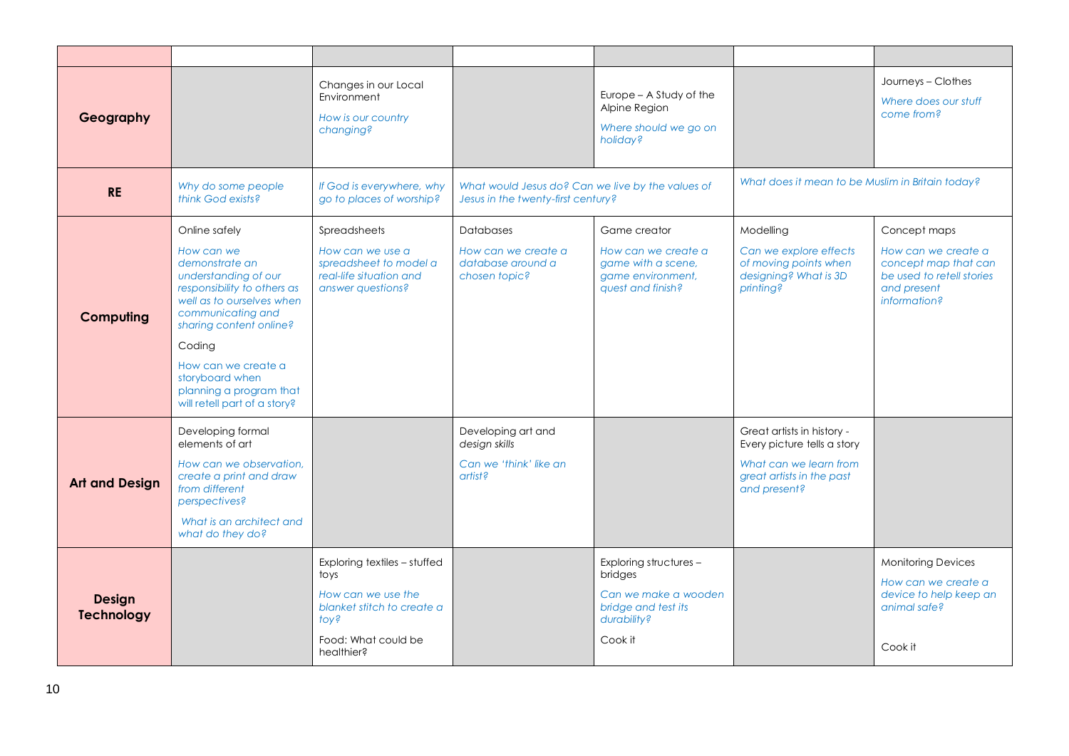| | | | | | | |
|---|---|---|---|---|---|---|
| **Geography** | | Changes in our Local Environment<br>*How is our country changing?* | | Europe – A Study of the Alpine Region<br>*Where should we go on holiday?* | | Journeys – Clothes<br>*Where does our stuff come from?* |
| **RE** | *Why do some people think God exists?* | *If God is everywhere, why go to places of worship?* | *What would Jesus do? Can we live by the values of Jesus in the twenty-first century?* | | *What does it mean to be Muslim in Britain today?* | |
| **Computing** | Online safely<br>*How can we demonstrate an understanding of our responsibility to others as well as to ourselves when communicating and sharing content online?*<br>Coding<br>How can we create a storyboard when planning a program that will retell part of a story? | Spreadsheets<br>*How can we use a spreadsheet to model a real-life situation and answer questions?* | Databases<br>*How can we create a database around a chosen topic?* | Game creator<br>*How can we create a game with a scene, game environment, quest and finish?* | Modelling<br>*Can we explore effects of moving points when designing? What is 3D printing?* | Concept maps<br>*How can we create a concept map that can be used to retell stories and present information?* |
| **Art and Design** | Developing formal elements of art<br>*How can we observation, create a print and draw from different perspectives?*<br>*What is an architect and what do they do?* | | Developing art and *design skills*<br>*Can we 'think' like an artist?* | | Great artists in history - Every picture tells a story<br>*What can we learn from great artists in the past and present?* | |
| **Design Technology** | | Exploring textiles – stuffed toys<br>*How can we use the blanket stitch to create a toy?*<br>Food: What could be healthier? | | Exploring structures – bridges<br>*Can we make a wooden bridge and test its durability?*<br>Cook it | | Monitoring Devices<br>*How can we create a device to help keep an animal safe?*<br>Cook it |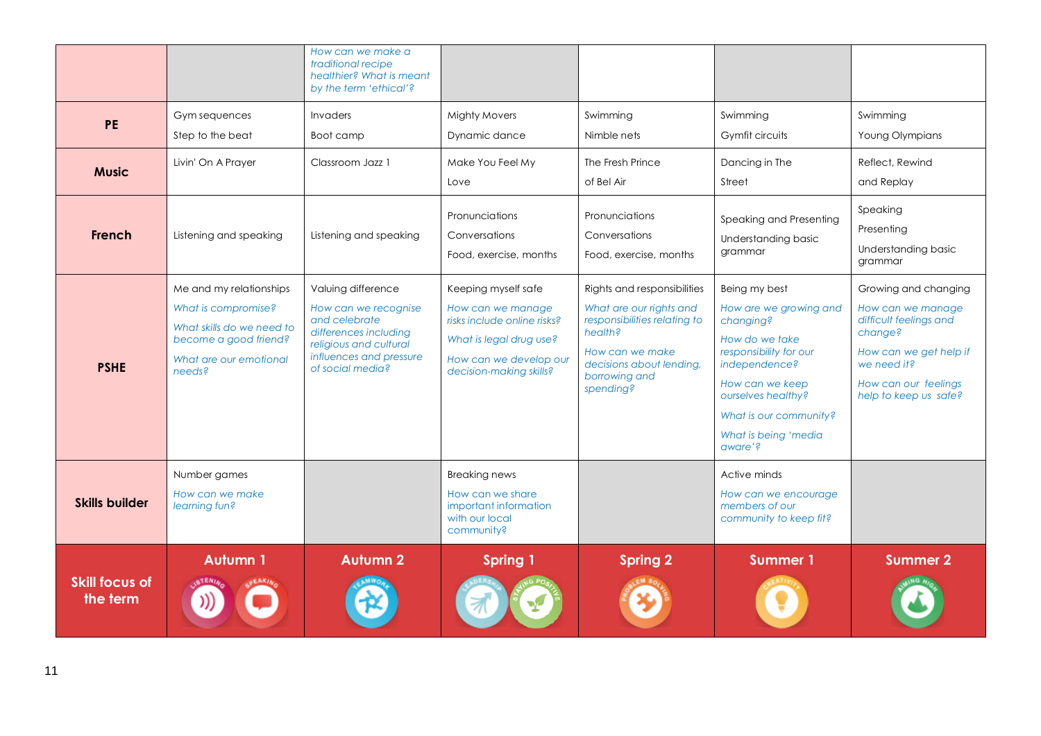| | Autumn 1 | Autumn 2 | Spring 1 | Spring 2 | Summer 1 | Summer 2 |
|---|---|---|---|---|---|---|
| | | *How can we make a traditional recipe healthier? What is meant by the term 'ethical'?* | | | | |
| **PE** | Gym sequences<br>Step to the beat | Invaders<br>Boot camp | Mighty Movers<br>Dynamic dance | Swimming<br>Nimble nets | Swimming<br>Gymfit circuits | Swimming<br>Young Olympians |
| **Music** | Livin' On A Prayer | Classroom Jazz 1 | Make You Feel My Love | The Fresh Prince of Bel Air | Dancing in The Street | Reflect, Rewind and Replay |
| **French** | Listening and speaking | Listening and speaking | Pronunciations<br>Conversations<br>Food, exercise, months | Pronunciations<br>Conversations<br>Food, exercise, months | Speaking and Presenting<br>Understanding basic grammar | Speaking<br>Presenting<br>Understanding basic grammar |
| **PSHE** | Me and my relationships<br>*What is compromise?*<br>*What skills do we need to become a good friend?*<br>*What are our emotional needs?* | Valuing difference<br>*How can we recognise and celebrate differences including religious and cultural influences and pressure of social media?* | Keeping myself safe<br>*How can we manage risks include online risks?*<br>*What is legal drug use?*<br>*How can we develop our decision-making skills?* | Rights and responsibilities<br>*What are our rights and responsibilities relating to health?*<br>*How can we make decisions about lending, borrowing and spending?* | Being my best<br>*How are we growing and changing?*<br>*How do we take responsibility for our independence?*<br>*How can we keep ourselves healthy?*<br>*What is our community?*<br>*What is being 'media aware'?* | Growing and changing<br>*How can we manage difficult feelings and change?*<br>*How can we get help if we need it?*<br>*How can our feelings help to keep us safe?* |
| **Skills builder** | Number games<br>*How can we make learning fun?* | | Breaking news<br>*How can we share important information with our local community?* | | Active minds<br>*How can we encourage members of our community to keep fit?* | |
| **Skill focus of the term** | Listening, Speaking | Teamwork | Leadership, Staying Positive | Problem Solving | Creativity | Aiming High |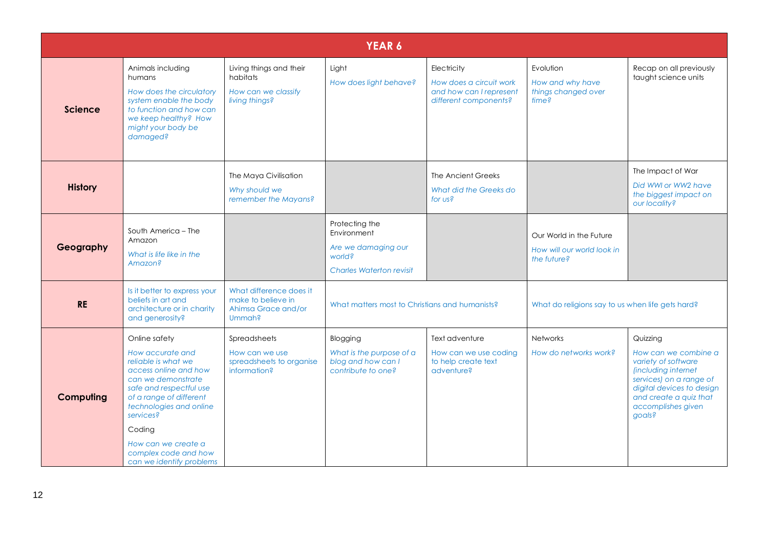| YEAR 6 | | | | | | |
|---|---|---|---|---|---|---|
| **Science** | Animals including humans *How does the circulatory system enable the body to function and how can we keep healthy? How might your body be damaged?* | Living things and their habitats *How can we classify living things?* | Light *How does light behave?* | Electricity *How does a circuit work and how can I represent different components?* | Evolution *How and why have things changed over time?* | Recap on all previously taught science units |
| **History** | | The Maya Civilisation *Why should we remember the Mayans?* | | The Ancient Greeks *What did the Greeks do for us?* | | The Impact of War *Did WWI or WW2 have the biggest impact on our locality?* |
| **Geography** | South America – The Amazon *What is life like in the Amazon?* | | Protecting the Environment *Are we damaging our world?* *Charles Waterton revisit* | | Our World in the Future *How will our world look in the future?* | |
| **RE** | Is it better to express your beliefs in art and architecture or in charity and generosity? | What difference does it make to believe in Ahimsa Grace and/or Ummah? | What matters most to Christians and humanists? | | What do religions say to us when life gets hard? | |
| **Computing** | Online safety *How accurate and reliable is what we access online and how can we demonstrate safe and respectful use of a range of different technologies and online services?* Coding *How can we create a complex code and how can we identify problems* | Spreadsheets How can we use spreadsheets to organise information? | Blogging *What is the purpose of a blog and how can I contribute to one?* | Text adventure How can we use coding to help create text adventure? | Networks *How do networks work?* | Quizzing *How can we combine a variety of software (including internet services) on a range of digital devices to design and create a quiz that accomplishes given goals?* |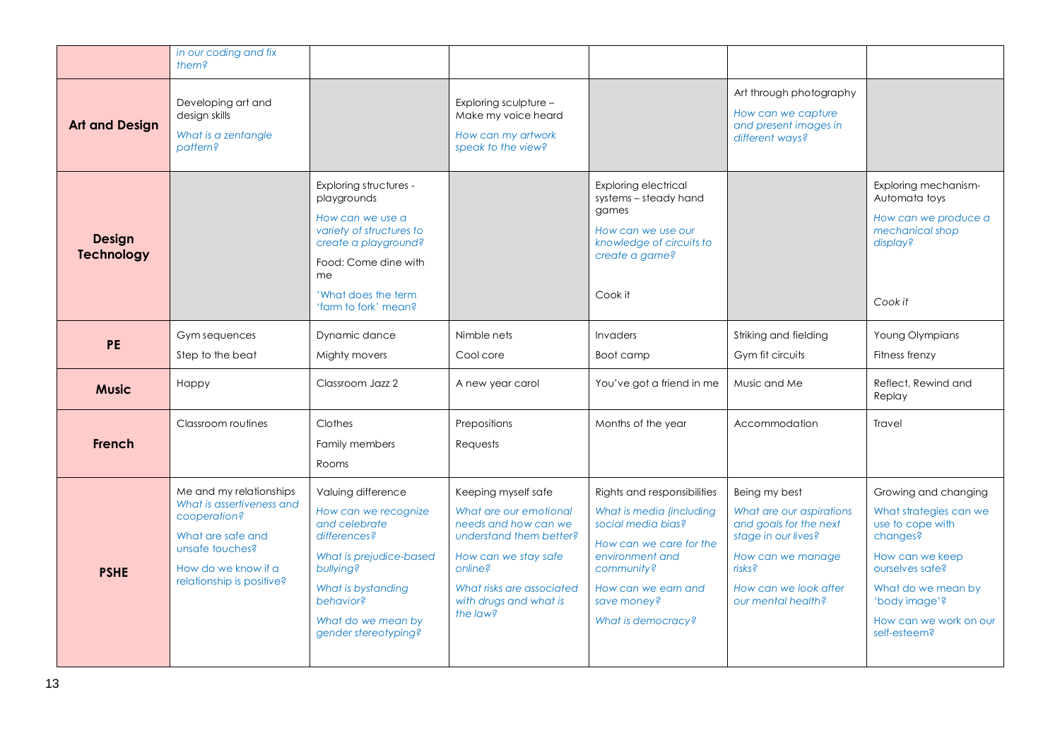| | | | | | | |
|---|---|---|---|---|---|---|
| | *in our coding and fix them?* | | | | | |
| **Art and Design** | Developing art and design skills<br>*What is a zentangle pattern?* | | Exploring sculpture – Make my voice heard<br>*How can my artwork speak to the view?* | | Art through photography<br>*How can we capture and present images in different ways?* | |
| **Design Technology** | | Exploring structures - playgrounds<br>*How can we use a variety of structures to create a playground?*<br>Food: Come dine with me<br>*'What does the term 'farm to fork' mean?* | | Exploring electrical systems – steady hand games<br>*How can we use our knowledge of circuits to create a game?*<br>Cook it | | Exploring mechanism- Automata toys<br>*How can we produce a mechanical shop display?*<br>Cook *it* |
| **PE** | Gym sequences<br>Step to the beat | Dynamic dance<br>Mighty movers | Nimble nets<br>Cool core | Invaders<br>Boot camp | Striking and fielding<br>Gym fit circuits | Young Olympians<br>Fitness frenzy |
| **Music** | Happy | Classroom Jazz 2 | A new year carol | You've got a friend in me | Music and Me | Reflect, Rewind and Replay |
| **French** | Classroom routines | Clothes<br>Family members<br>Rooms | Prepositions<br>Requests | Months of the year | Accommodation | Travel |
| **PSHE** | Me and my relationships<br>*What is assertiveness and cooperation?*<br>What are safe and unsafe touches?<br>How do we know if a relationship is positive? | Valuing difference<br>*How can we recognize and celebrate differences?*<br>*What is prejudice-based bullying?*<br>*What is bystanding behavior?*<br>*What do we mean by gender stereotyping?* | Keeping myself safe<br>*What are our emotional needs and how can we understand them better?*<br>*How can we stay safe online?*<br>*What risks are associated with drugs and what is the law?* | Rights and responsibilities<br>*What is media (including social media bias?*<br>*How can we care for the environment and community?*<br>*How can we earn and save money?*<br>*What is democracy?* | Being my best<br>*What are our aspirations and goals for the next stage in our lives?*<br>*How can we manage risks?*<br>*How can we look after our mental health?* | Growing and changing<br>What strategies can we use to cope with changes?<br>How can we keep ourselves safe?<br>What do we mean by 'body image'?<br>How can we work on our self-esteem? |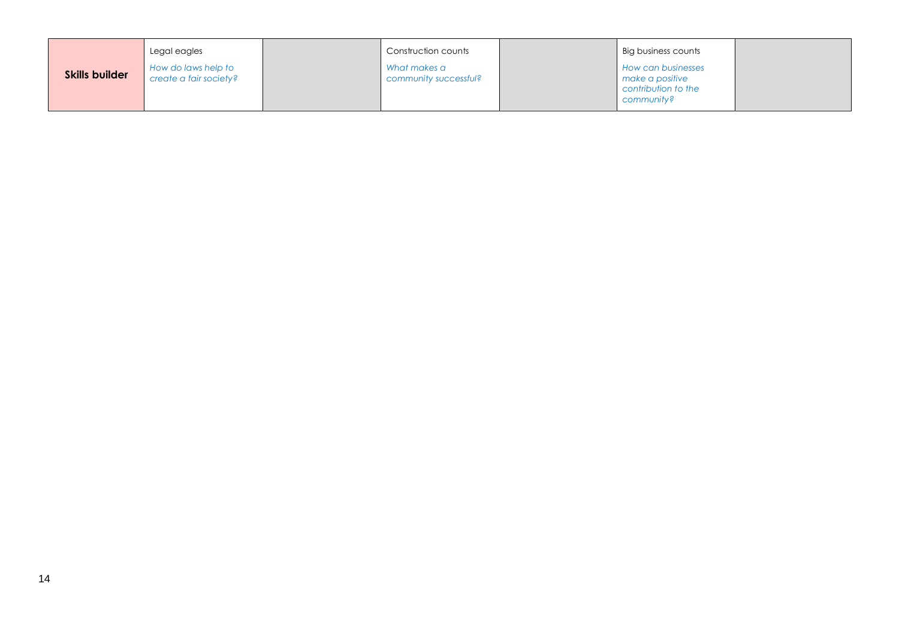| | | | | | | |
|---|---|---|---|---|---|---|
| **Skills builder** | Legal eagles<br>*How do laws help to create a fair society?* | | Construction counts<br>*What makes a community successful?* | | Big business counts<br>*How can businesses make a positive contribution to the community?* | |